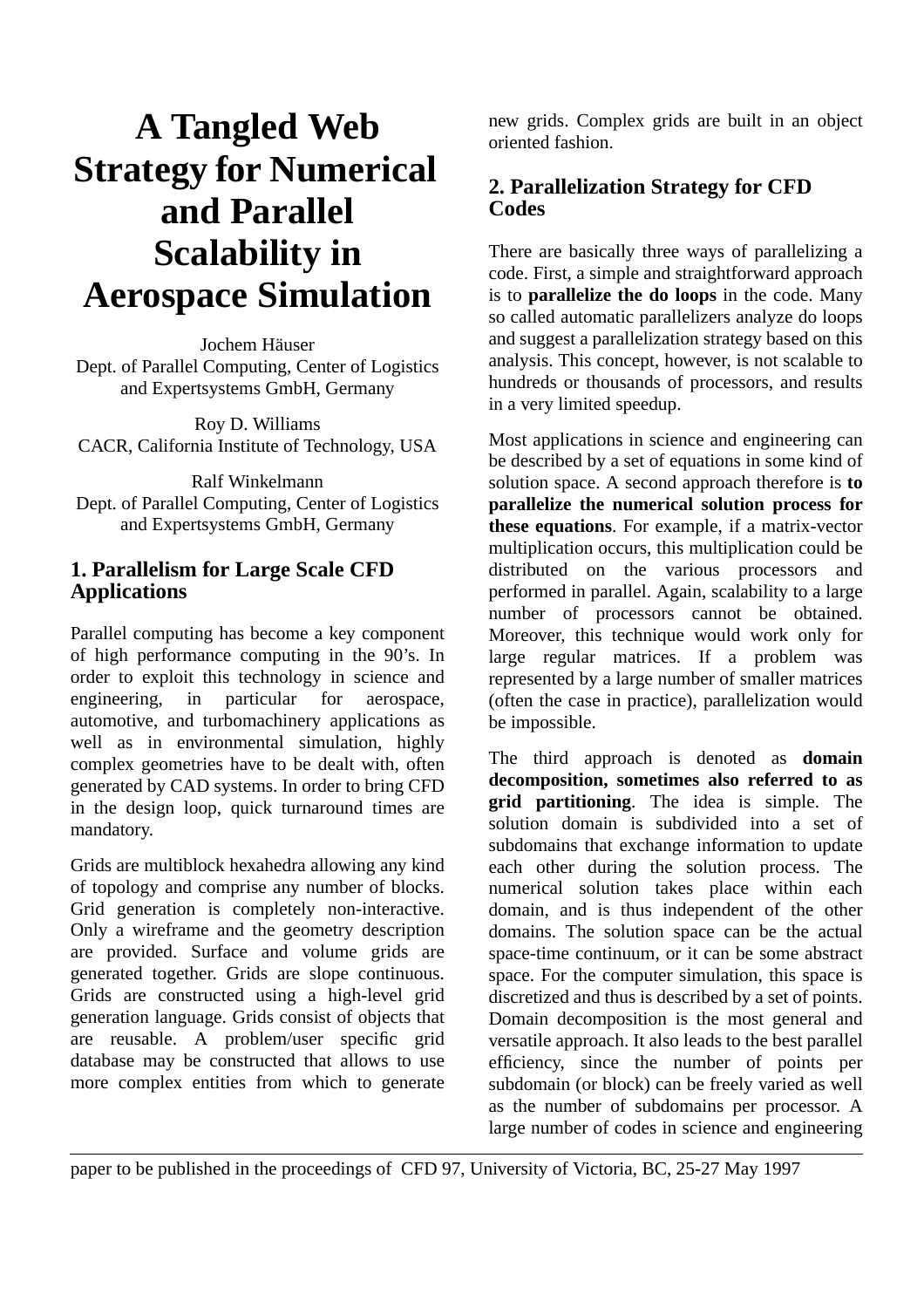# A Tangled Web Strategy for Numerical and Parallel Scalability in Aerospace Simulation

Jochem Häuser
Dept. of Parallel Computing, Center of Logistics and Expertsystems GmbH, Germany

Roy D. Williams
CACR, California Institute of Technology, USA

Ralf Winkelmann
Dept. of Parallel Computing, Center of Logistics and Expertsystems GmbH, Germany

## 1. Parallelism for Large Scale CFD Applications

Parallel computing has become a key component of high performance computing in the 90's. In order to exploit this technology in science and engineering, in particular for aerospace, automotive, and turbomachinery applications as well as in environmental simulation, highly complex geometries have to be dealt with, often generated by CAD systems. In order to bring CFD in the design loop, quick turnaround times are mandatory.

Grids are multiblock hexahedra allowing any kind of topology and comprise any number of blocks. Grid generation is completely non-interactive. Only a wireframe and the geometry description are provided. Surface and volume grids are generated together. Grids are slope continuous. Grids are constructed using a high-level grid generation language. Grids consist of objects that are reusable. A problem/user specific grid database may be constructed that allows to use more complex entities from which to generate new grids. Complex grids are built in an object oriented fashion.

## 2. Parallelization Strategy for CFD Codes

There are basically three ways of parallelizing a code. First, a simple and straightforward approach is to **parallelize the do loops** in the code. Many so called automatic parallelizers analyze do loops and suggest a parallelization strategy based on this analysis. This concept, however, is not scalable to hundreds or thousands of processors, and results in a very limited speedup.

Most applications in science and engineering can be described by a set of equations in some kind of solution space. A second approach therefore is **to parallelize the numerical solution process for these equations**. For example, if a matrix-vector multiplication occurs, this multiplication could be distributed on the various processors and performed in parallel. Again, scalability to a large number of processors cannot be obtained. Moreover, this technique would work only for large regular matrices. If a problem was represented by a large number of smaller matrices (often the case in practice), parallelization would be impossible.

The third approach is denoted as **domain decomposition, sometimes also referred to as grid partitioning**. The idea is simple. The solution domain is subdivided into a set of subdomains that exchange information to update each other during the solution process. The numerical solution takes place within each domain, and is thus independent of the other domains. The solution space can be the actual space-time continuum, or it can be some abstract space. For the computer simulation, this space is discretized and thus is described by a set of points. Domain decomposition is the most general and versatile approach. It also leads to the best parallel efficiency, since the number of points per subdomain (or block) can be freely varied as well as the number of subdomains per processor. A large number of codes in science and engineering

paper to be published in the proceedings of CFD 97, University of Victoria, BC, 25-27 May 1997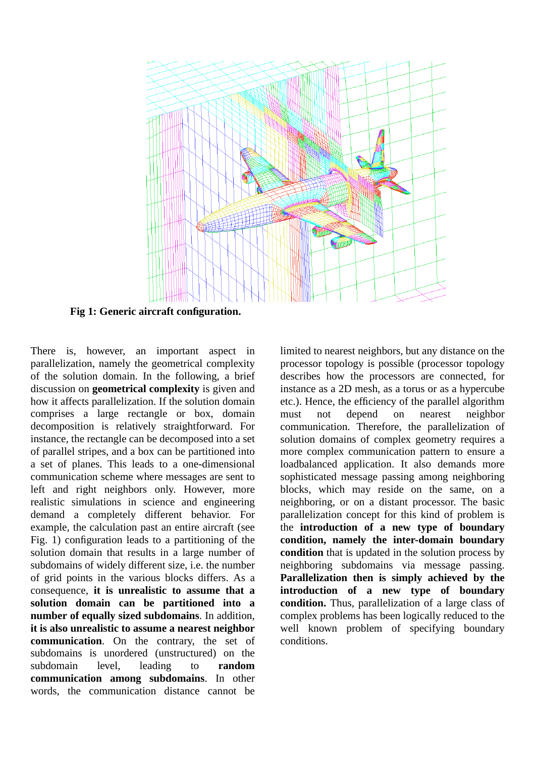**Fig 1: Generic aircraft configuration.**

There is, however, an important aspect in parallelization, namely the geometrical complexity of the solution domain. In the following, a brief discussion on **geometrical complexity** is given and how it affects parallelization. If the solution domain comprises a large rectangle or box, domain decomposition is relatively straightforward. For instance, the rectangle can be decomposed into a set of parallel stripes, and a box can be partitioned into a set of planes. This leads to a one-dimensional communication scheme where messages are sent to left and right neighbors only. However, more realistic simulations in science and engineering demand a completely different behavior. For example, the calculation past an entire aircraft (see Fig. 1) configuration leads to a partitioning of the solution domain that results in a large number of subdomains of widely different size, i.e. the number of grid points in the various blocks differs. As a consequence, **it is unrealistic to assume that a solution domain can be partitioned into a number of equally sized subdomains**. In addition, **it is also unrealistic to assume a nearest neighbor communication**. On the contrary, the set of subdomains is unordered (unstructured) on the subdomain level, leading to **random communication among subdomains**. In other words, the communication distance cannot be limited to nearest neighbors, but any distance on the processor topology is possible (processor topology describes how the processors are connected, for instance as a 2D mesh, as a torus or as a hypercube etc.). Hence, the efficiency of the parallel algorithm must not depend on nearest neighbor communication. Therefore, the parallelization of solution domains of complex geometry requires a more complex communication pattern to ensure a loadbalanced application. It also demands more sophisticated message passing among neighboring blocks, which may reside on the same, on a neighboring, or on a distant processor. The basic parallelization concept for this kind of problem is the **introduction of a new type of boundary condition, namely the inter-domain boundary condition** that is updated in the solution process by neighboring subdomains via message passing. **Parallelization then is simply achieved by the introduction of a new type of boundary condition.** Thus, parallelization of a large class of complex problems has been logically reduced to the well known problem of specifying boundary conditions.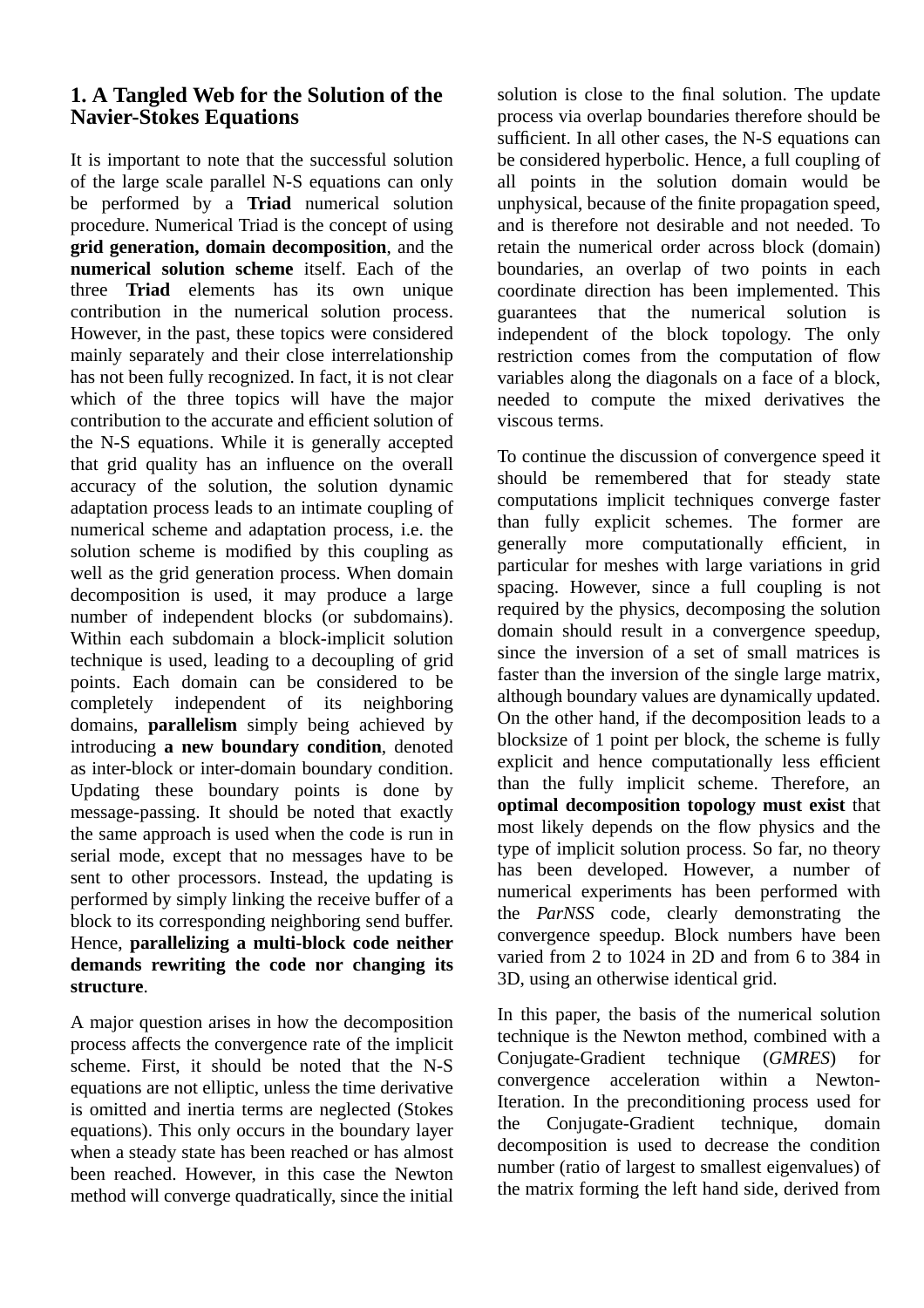## 1. A Tangled Web for the Solution of the Navier-Stokes Equations

It is important to note that the successful solution of the large scale parallel N-S equations can only be performed by a **Triad** numerical solution procedure. Numerical Triad is the concept of using **grid generation, domain decomposition**, and the **numerical solution scheme** itself. Each of the three **Triad** elements has its own unique contribution in the numerical solution process. However, in the past, these topics were considered mainly separately and their close interrelationship has not been fully recognized. In fact, it is not clear which of the three topics will have the major contribution to the accurate and efficient solution of the N-S equations. While it is generally accepted that grid quality has an influence on the overall accuracy of the solution, the solution dynamic adaptation process leads to an intimate coupling of numerical scheme and adaptation process, i.e. the solution scheme is modified by this coupling as well as the grid generation process. When domain decomposition is used, it may produce a large number of independent blocks (or subdomains). Within each subdomain a block-implicit solution technique is used, leading to a decoupling of grid points. Each domain can be considered to be completely independent of its neighboring domains, **parallelism** simply being achieved by introducing **a new boundary condition**, denoted as inter-block or inter-domain boundary condition. Updating these boundary points is done by message-passing. It should be noted that exactly the same approach is used when the code is run in serial mode, except that no messages have to be sent to other processors. Instead, the updating is performed by simply linking the receive buffer of a block to its corresponding neighboring send buffer. Hence, **parallelizing a multi-block code neither demands rewriting the code nor changing its structure**.

A major question arises in how the decomposition process affects the convergence rate of the implicit scheme. First, it should be noted that the N-S equations are not elliptic, unless the time derivative is omitted and inertia terms are neglected (Stokes equations). This only occurs in the boundary layer when a steady state has been reached or has almost been reached. However, in this case the Newton method will converge quadratically, since the initial solution is close to the final solution. The update process via overlap boundaries therefore should be sufficient. In all other cases, the N-S equations can be considered hyperbolic. Hence, a full coupling of all points in the solution domain would be unphysical, because of the finite propagation speed, and is therefore not desirable and not needed. To retain the numerical order across block (domain) boundaries, an overlap of two points in each coordinate direction has been implemented. This guarantees that the numerical solution is independent of the block topology. The only restriction comes from the computation of flow variables along the diagonals on a face of a block, needed to compute the mixed derivatives the viscous terms.

To continue the discussion of convergence speed it should be remembered that for steady state computations implicit techniques converge faster than fully explicit schemes. The former are generally more computationally efficient, in particular for meshes with large variations in grid spacing. However, since a full coupling is not required by the physics, decomposing the solution domain should result in a convergence speedup, since the inversion of a set of small matrices is faster than the inversion of the single large matrix, although boundary values are dynamically updated. On the other hand, if the decomposition leads to a blocksize of 1 point per block, the scheme is fully explicit and hence computationally less efficient than the fully implicit scheme. Therefore, an **optimal decomposition topology must exist** that most likely depends on the flow physics and the type of implicit solution process. So far, no theory has been developed. However, a number of numerical experiments has been performed with the *ParNSS* code, clearly demonstrating the convergence speedup. Block numbers have been varied from 2 to 1024 in 2D and from 6 to 384 in 3D, using an otherwise identical grid.

In this paper, the basis of the numerical solution technique is the Newton method, combined with a Conjugate-Gradient technique (*GMRES*) for convergence acceleration within a Newton-Iteration. In the preconditioning process used for the Conjugate-Gradient technique, domain decomposition is used to decrease the condition number (ratio of largest to smallest eigenvalues) of the matrix forming the left hand side, derived from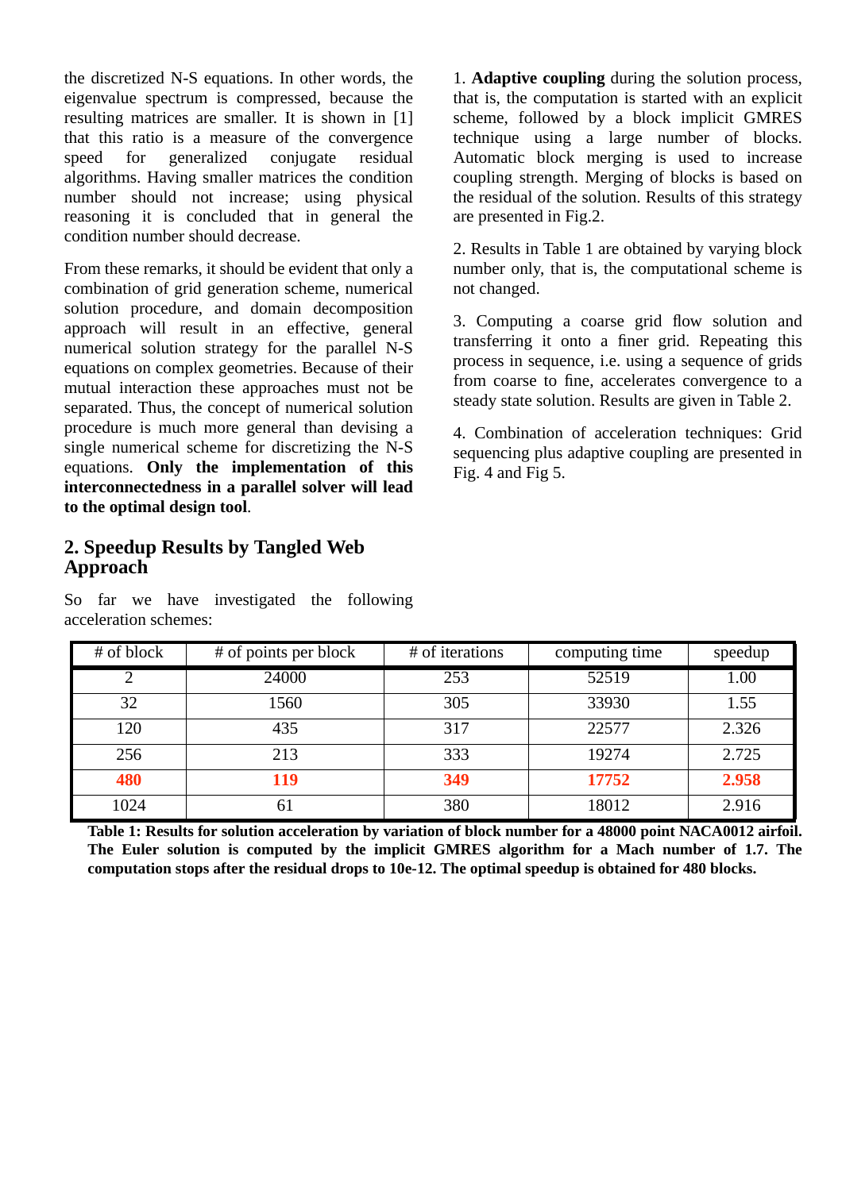the discretized N-S equations. In other words, the eigenvalue spectrum is compressed, because the resulting matrices are smaller. It is shown in [1] that this ratio is a measure of the convergence speed for generalized conjugate residual algorithms. Having smaller matrices the condition number should not increase; using physical reasoning it is concluded that in general the condition number should decrease.

From these remarks, it should be evident that only a combination of grid generation scheme, numerical solution procedure, and domain decomposition approach will result in an effective, general numerical solution strategy for the parallel N-S equations on complex geometries. Because of their mutual interaction these approaches must not be separated. Thus, the concept of numerical solution procedure is much more general than devising a single numerical scheme for discretizing the N-S equations. **Only the implementation of this interconnectedness in a parallel solver will lead to the optimal design tool**.

## 2. Speedup Results by Tangled Web Approach

So far we have investigated the following acceleration schemes:

1. **Adaptive coupling** during the solution process, that is, the computation is started with an explicit scheme, followed by a block implicit GMRES technique using a large number of blocks. Automatic block merging is used to increase coupling strength. Merging of blocks is based on the residual of the solution. Results of this strategy are presented in Fig.2.

2. Results in Table 1 are obtained by varying block number only, that is, the computational scheme is not changed.

3. Computing a coarse grid flow solution and transferring it onto a finer grid. Repeating this process in sequence, i.e. using a sequence of grids from coarse to fine, accelerates convergence to a steady state solution. Results are given in Table 2.

4. Combination of acceleration techniques: Grid sequencing plus adaptive coupling are presented in Fig. 4 and Fig 5.

| # of block | # of points per block | # of iterations | computing time | speedup |
|---|---|---|---|---|
| 2 | 24000 | 253 | 52519 | 1.00 |
| 32 | 1560 | 305 | 33930 | 1.55 |
| 120 | 435 | 317 | 22577 | 2.326 |
| 256 | 213 | 333 | 19274 | 2.725 |
| **480** | **119** | **349** | **17752** | **2.958** |
| 1024 | 61 | 380 | 18012 | 2.916 |

**Table 1: Results for solution acceleration by variation of block number for a 48000 point NACA0012 airfoil. The Euler solution is computed by the implicit GMRES algorithm for a Mach number of 1.7. The computation stops after the residual drops to 10e-12. The optimal speedup is obtained for 480 blocks.**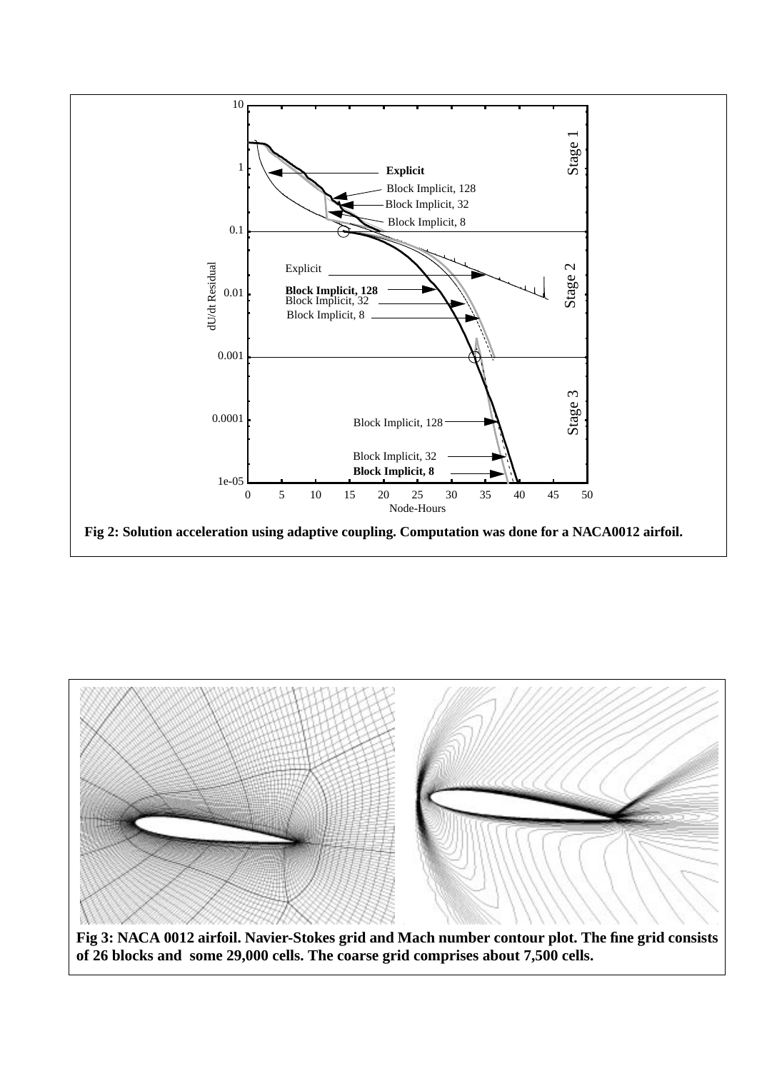**Fig 2: Solution acceleration using adaptive coupling. Computation was done for a NACA0012 airfoil.**

**Fig 3: NACA 0012 airfoil. Navier-Stokes grid and Mach number contour plot. The fine grid consists of 26 blocks and some 29,000 cells. The coarse grid comprises about 7,500 cells.**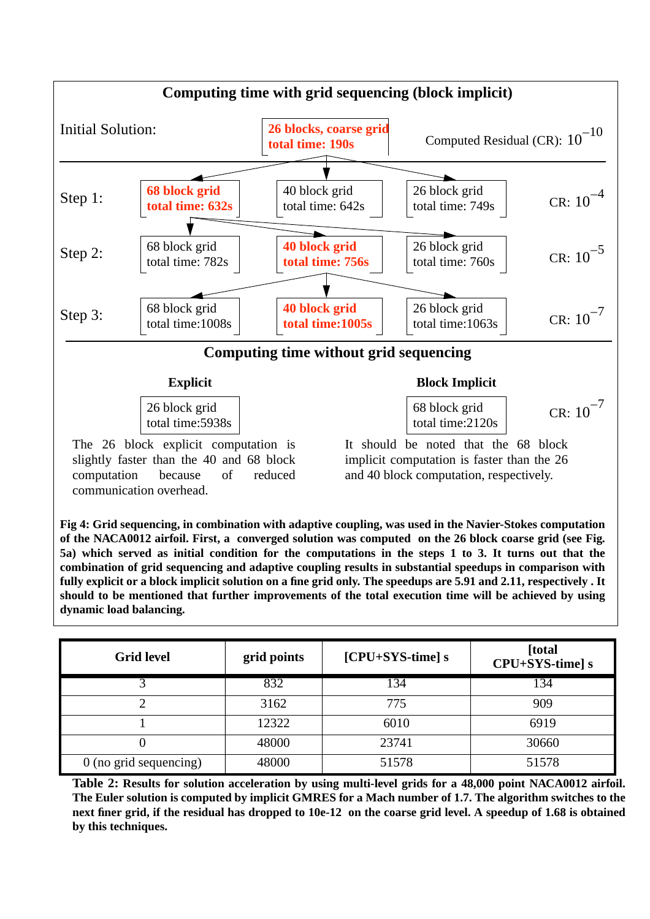**Computing time with grid sequencing (block implicit)**

Initial Solution: **26 blocks, coarse grid total time: 190s** — Computed Residual (CR): $10^{-10}$

| | | | | |
|---|---|---|---|---|
| Step 1: | **68 block grid total time: 632s** | 40 block grid total time: 642s | 26 block grid total time: 749s | CR: $10^{-4}$ |
| Step 2: | 68 block grid total time: 782s | **40 block grid total time: 756s** | 26 block grid total time: 760s | CR: $10^{-5}$ |
| Step 3: | 68 block grid total time:1008s | **40 block grid total time:1005s** | 26 block grid total time:1063s | CR: $10^{-7}$ |

**Computing time without grid sequencing**

**Explicit**

26 block grid total time:5938s

The 26 block explicit computation is slightly faster than the 40 and 68 block computation because of reduced communication overhead.

**Block Implicit**

68 block grid total time:2120s — CR: $10^{-7}$

It should be noted that the 68 block implicit computation is faster than the 26 and 40 block computation, respectively.

**Fig 4: Grid sequencing, in combination with adaptive coupling, was used in the Navier-Stokes computation of the NACA0012 airfoil. First, a converged solution was computed on the 26 block coarse grid (see Fig. 5a) which served as initial condition for the computations in the steps 1 to 3. It turns out that the combination of grid sequencing and adaptive coupling results in substantial speedups in comparison with fully explicit or a block implicit solution on a fine grid only. The speedups are 5.91 and 2.11, respectively . It should to be mentioned that further improvements of the total execution time will be achieved by using dynamic load balancing.**

| Grid level | grid points | [CPU+SYS-time] s | [total CPU+SYS-time] s |
|---|---|---|---|
| 3 | 832 | 134 | 134 |
| 2 | 3162 | 775 | 909 |
| 1 | 12322 | 6010 | 6919 |
| 0 | 48000 | 23741 | 30660 |
| 0 (no grid sequencing) | 48000 | 51578 | 51578 |

**Table 2: Results for solution acceleration by using multi-level grids for a 48,000 point NACA0012 airfoil. The Euler solution is computed by implicit GMRES for a Mach number of 1.7. The algorithm switches to the next finer grid, if the residual has dropped to 10e-12 on the coarse grid level. A speedup of 1.68 is obtained by this techniques.**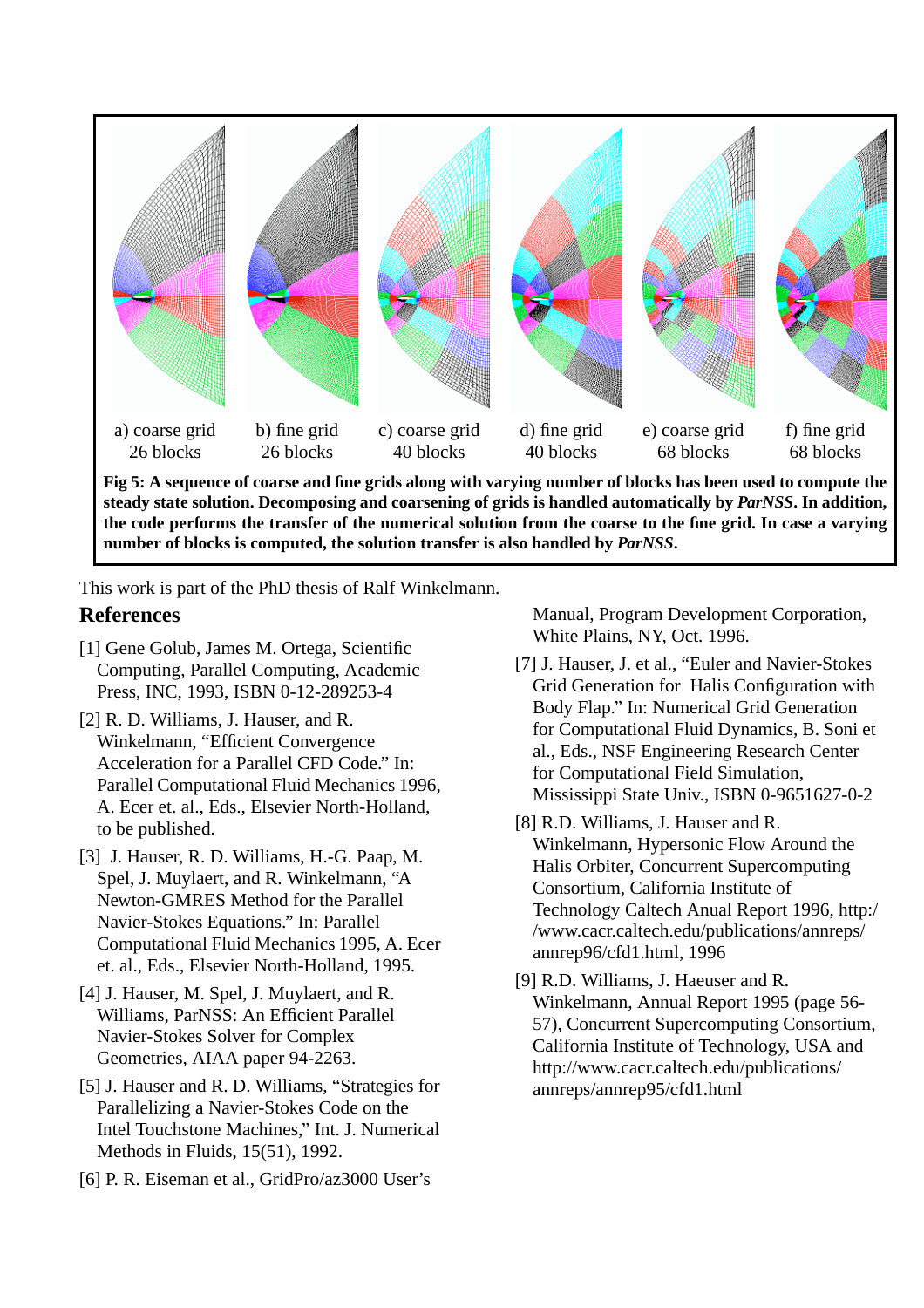a) coarse grid 26 blocks

b) fine grid 26 blocks

c) coarse grid 40 blocks

d) fine grid 40 blocks

e) coarse grid 68 blocks

f) fine grid 68 blocks

**Fig 5: A sequence of coarse and fine grids along with varying number of blocks has been used to compute the steady state solution. Decomposing and coarsening of grids is handled automatically by *ParNSS*. In addition, the code performs the transfer of the numerical solution from the coarse to the fine grid. In case a varying number of blocks is computed, the solution transfer is also handled by *ParNSS*.**

This work is part of the PhD thesis of Ralf Winkelmann.

## References

[1] Gene Golub, James M. Ortega, Scientific Computing, Parallel Computing, Academic Press, INC, 1993, ISBN 0-12-289253-4

[2] R. D. Williams, J. Hauser, and R. Winkelmann, "Efficient Convergence Acceleration for a Parallel CFD Code." In: Parallel Computational Fluid Mechanics 1996, A. Ecer et. al., Eds., Elsevier North-Holland, to be published.

[3] J. Hauser, R. D. Williams, H.-G. Paap, M. Spel, J. Muylaert, and R. Winkelmann, "A Newton-GMRES Method for the Parallel Navier-Stokes Equations." In: Parallel Computational Fluid Mechanics 1995, A. Ecer et. al., Eds., Elsevier North-Holland, 1995.

[4] J. Hauser, M. Spel, J. Muylaert, and R. Williams, ParNSS: An Efficient Parallel Navier-Stokes Solver for Complex Geometries, AIAA paper 94-2263.

[5] J. Hauser and R. D. Williams, "Strategies for Parallelizing a Navier-Stokes Code on the Intel Touchstone Machines," Int. J. Numerical Methods in Fluids, 15(51), 1992.

[6] P. R. Eiseman et al., GridPro/az3000 User's Manual, Program Development Corporation, White Plains, NY, Oct. 1996.

[7] J. Hauser, J. et al., "Euler and Navier-Stokes Grid Generation for Halis Configuration with Body Flap." In: Numerical Grid Generation for Computational Fluid Dynamics, B. Soni et al., Eds., NSF Engineering Research Center for Computational Field Simulation, Mississippi State Univ., ISBN 0-9651627-0-2

[8] R.D. Williams, J. Hauser and R. Winkelmann, Hypersonic Flow Around the Halis Orbiter, Concurrent Supercomputing Consortium, California Institute of Technology Caltech Anual Report 1996, http://www.cacr.caltech.edu/publications/annreps/annrep96/cfd1.html, 1996

[9] R.D. Williams, J. Haeuser and R. Winkelmann, Annual Report 1995 (page 56-57), Concurrent Supercomputing Consortium, California Institute of Technology, USA and http://www.cacr.caltech.edu/publications/annreps/annrep95/cfd1.html